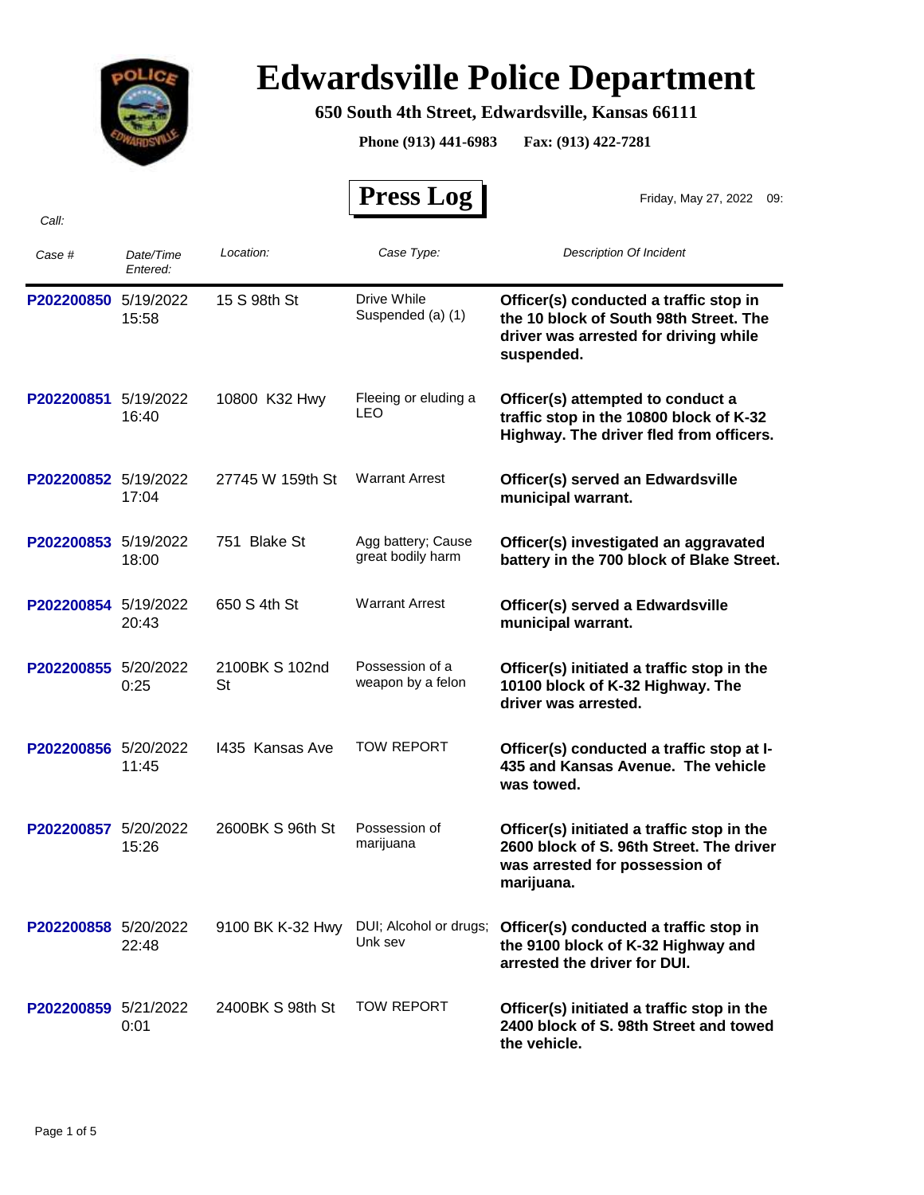# Edwardsville Police Department

**650 South 4th Street, Edwardsville, Kansas 66111**

**Phone (913) 441-6983 Fax: (913) 422-7281**

## Press Log

Friday, May 27, 2022 09:

*Call:*

| *Case #* | *Date/Time Entered:* | *Location:* | *Case Type:* | *Description Of Incident* |
|---|---|---|---|---|
| P202200850 | 5/19/2022 15:58 | 15 S 98th St | Drive While Suspended (a) (1) | **Officer(s) conducted a traffic stop in the 10 block of South 98th Street. The driver was arrested for driving while suspended.** |
| P202200851 | 5/19/2022 16:40 | 10800 K32 Hwy | Fleeing or eluding a LEO | **Officer(s) attempted to conduct a traffic stop in the 10800 block of K-32 Highway. The driver fled from officers.** |
| P202200852 | 5/19/2022 17:04 | 27745 W 159th St | Warrant Arrest | **Officer(s) served an Edwardsville municipal warrant.** |
| P202200853 | 5/19/2022 18:00 | 751 Blake St | Agg battery; Cause great bodily harm | **Officer(s) investigated an aggravated battery in the 700 block of Blake Street.** |
| P202200854 | 5/19/2022 20:43 | 650 S 4th St | Warrant Arrest | **Officer(s) served a Edwardsville municipal warrant.** |
| P202200855 | 5/20/2022 0:25 | 2100BK S 102nd St | Possession of a weapon by a felon | **Officer(s) initiated a traffic stop in the 10100 block of K-32 Highway. The driver was arrested.** |
| P202200856 | 5/20/2022 11:45 | I435 Kansas Ave | TOW REPORT | **Officer(s) conducted a traffic stop at I-435 and Kansas Avenue. The vehicle was towed.** |
| P202200857 | 5/20/2022 15:26 | 2600BK S 96th St | Possession of marijuana | **Officer(s) initiated a traffic stop in the 2600 block of S. 96th Street. The driver was arrested for possession of marijuana.** |
| P202200858 | 5/20/2022 22:48 | 9100 BK K-32 Hwy | DUI; Alcohol or drugs; Unk sev | **Officer(s) conducted a traffic stop in the 9100 block of K-32 Highway and arrested the driver for DUI.** |
| P202200859 | 5/21/2022 0:01 | 2400BK S 98th St | TOW REPORT | **Officer(s) initiated a traffic stop in the 2400 block of S. 98th Street and towed the vehicle.** |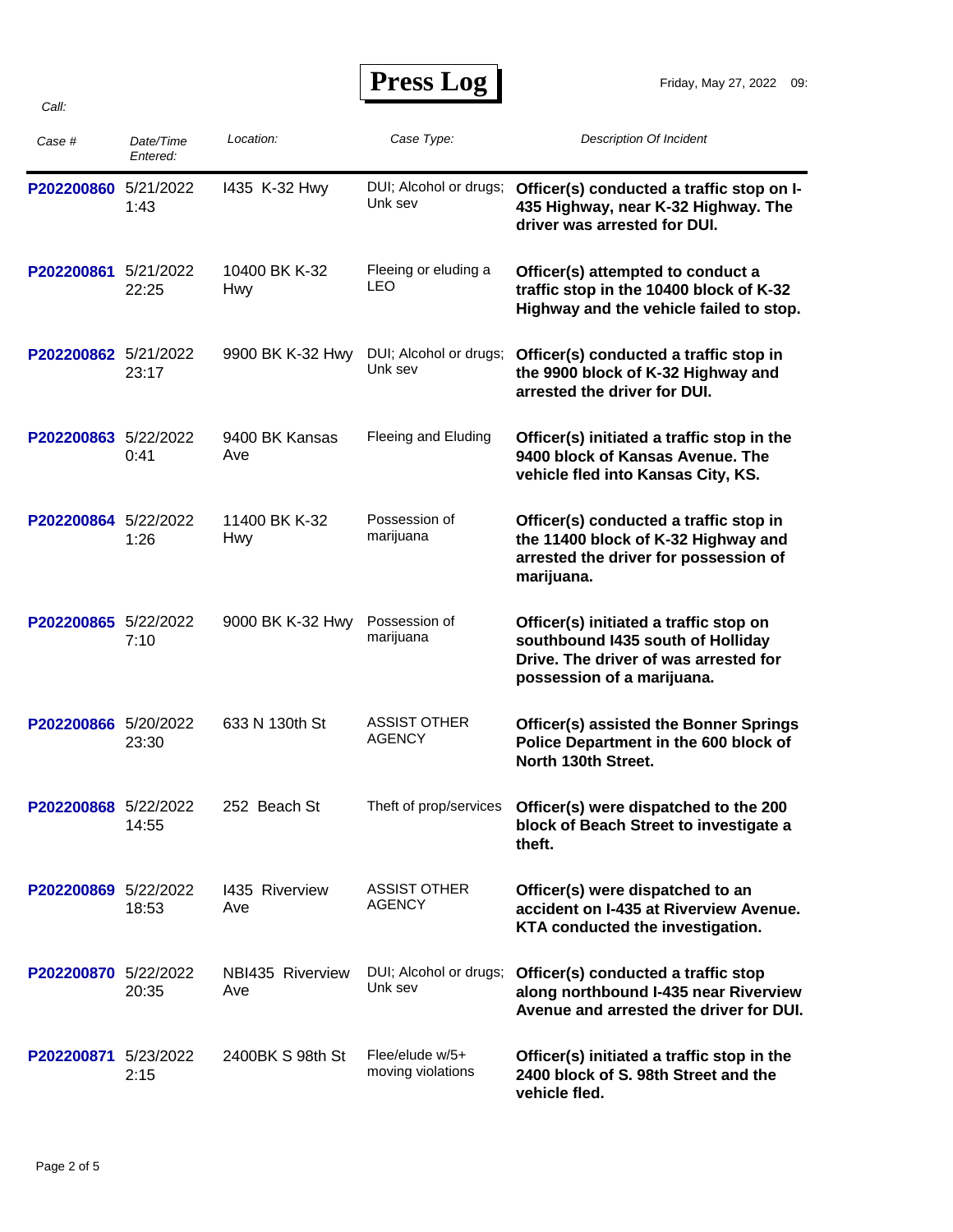# Press Log

Friday, May 27, 2022 09:

*Call:*

| *Case #* | *Date/Time Entered:* | *Location:* | *Case Type:* | *Description Of Incident* |
|---|---|---|---|---|
| **P202200860** | 5/21/2022 1:43 | I435 K-32 Hwy | DUI; Alcohol or drugs; Unk sev | **Officer(s) conducted a traffic stop on I-435 Highway, near K-32 Highway. The driver was arrested for DUI.** |
| **P202200861** | 5/21/2022 22:25 | 10400 BK K-32 Hwy | Fleeing or eluding a LEO | **Officer(s) attempted to conduct a traffic stop in the 10400 block of K-32 Highway and the vehicle failed to stop.** |
| **P202200862** | 5/21/2022 23:17 | 9900 BK K-32 Hwy | DUI; Alcohol or drugs; Unk sev | **Officer(s) conducted a traffic stop in the 9900 block of K-32 Highway and arrested the driver for DUI.** |
| **P202200863** | 5/22/2022 0:41 | 9400 BK Kansas Ave | Fleeing and Eluding | **Officer(s) initiated a traffic stop in the 9400 block of Kansas Avenue. The vehicle fled into Kansas City, KS.** |
| **P202200864** | 5/22/2022 1:26 | 11400 BK K-32 Hwy | Possession of marijuana | **Officer(s) conducted a traffic stop in the 11400 block of K-32 Highway and arrested the driver for possession of marijuana.** |
| **P202200865** | 5/22/2022 7:10 | 9000 BK K-32 Hwy | Possession of marijuana | **Officer(s) initiated a traffic stop on southbound I435 south of Holliday Drive. The driver of was arrested for possession of a marijuana.** |
| **P202200866** | 5/20/2022 23:30 | 633 N 130th St | ASSIST OTHER AGENCY | **Officer(s) assisted the Bonner Springs Police Department in the 600 block of North 130th Street.** |
| **P202200868** | 5/22/2022 14:55 | 252 Beach St | Theft of prop/services | **Officer(s) were dispatched to the 200 block of Beach Street to investigate a theft.** |
| **P202200869** | 5/22/2022 18:53 | I435 Riverview Ave | ASSIST OTHER AGENCY | **Officer(s) were dispatched to an accident on I-435 at Riverview Avenue. KTA conducted the investigation.** |
| **P202200870** | 5/22/2022 20:35 | NBI435 Riverview Ave | DUI; Alcohol or drugs; Unk sev | **Officer(s) conducted a traffic stop along northbound I-435 near Riverview Avenue and arrested the driver for DUI.** |
| **P202200871** | 5/23/2022 2:15 | 2400BK S 98th St | Flee/elude w/5+ moving violations | **Officer(s) initiated a traffic stop in the 2400 block of S. 98th Street and the vehicle fled.** |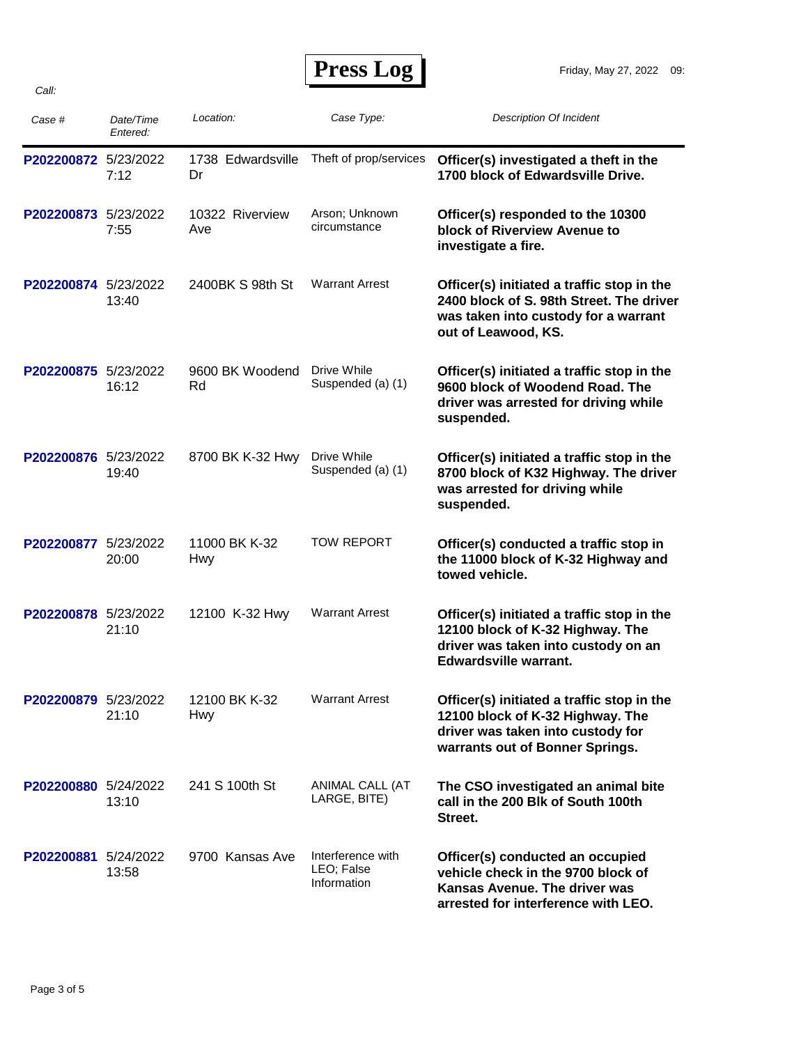# Press Log

Friday, May 27, 2022 09:

*Call:*

| *Case #* | *Date/Time Entered:* | *Location:* | *Case Type:* | *Description Of Incident* |
|---|---|---|---|---|
| P202200872 | 5/23/2022 7:12 | 1738 Edwardsville Dr | Theft of prop/services | **Officer(s) investigated a theft in the 1700 block of Edwardsville Drive.** |
| P202200873 | 5/23/2022 7:55 | 10322 Riverview Ave | Arson; Unknown circumstance | **Officer(s) responded to the 10300 block of Riverview Avenue to investigate a fire.** |
| P202200874 | 5/23/2022 13:40 | 2400BK S 98th St | Warrant Arrest | **Officer(s) initiated a traffic stop in the 2400 block of S. 98th Street. The driver was taken into custody for a warrant out of Leawood, KS.** |
| P202200875 | 5/23/2022 16:12 | 9600 BK Woodend Rd | Drive While Suspended (a) (1) | **Officer(s) initiated a traffic stop in the 9600 block of Woodend Road. The driver was arrested for driving while suspended.** |
| P202200876 | 5/23/2022 19:40 | 8700 BK K-32 Hwy | Drive While Suspended (a) (1) | **Officer(s) initiated a traffic stop in the 8700 block of K32 Highway. The driver was arrested for driving while suspended.** |
| P202200877 | 5/23/2022 20:00 | 11000 BK K-32 Hwy | TOW REPORT | **Officer(s) conducted a traffic stop in the 11000 block of K-32 Highway and towed vehicle.** |
| P202200878 | 5/23/2022 21:10 | 12100 K-32 Hwy | Warrant Arrest | **Officer(s) initiated a traffic stop in the 12100 block of K-32 Highway. The driver was taken into custody on an Edwardsville warrant.** |
| P202200879 | 5/23/2022 21:10 | 12100 BK K-32 Hwy | Warrant Arrest | **Officer(s) initiated a traffic stop in the 12100 block of K-32 Highway. The driver was taken into custody for warrants out of Bonner Springs.** |
| P202200880 | 5/24/2022 13:10 | 241 S 100th St | ANIMAL CALL (AT LARGE, BITE) | **The CSO investigated an animal bite call in the 200 Blk of South 100th Street.** |
| P202200881 | 5/24/2022 13:58 | 9700 Kansas Ave | Interference with LEO; False Information | **Officer(s) conducted an occupied vehicle check in the 9700 block of Kansas Avenue. The driver was arrested for interference with LEO.** |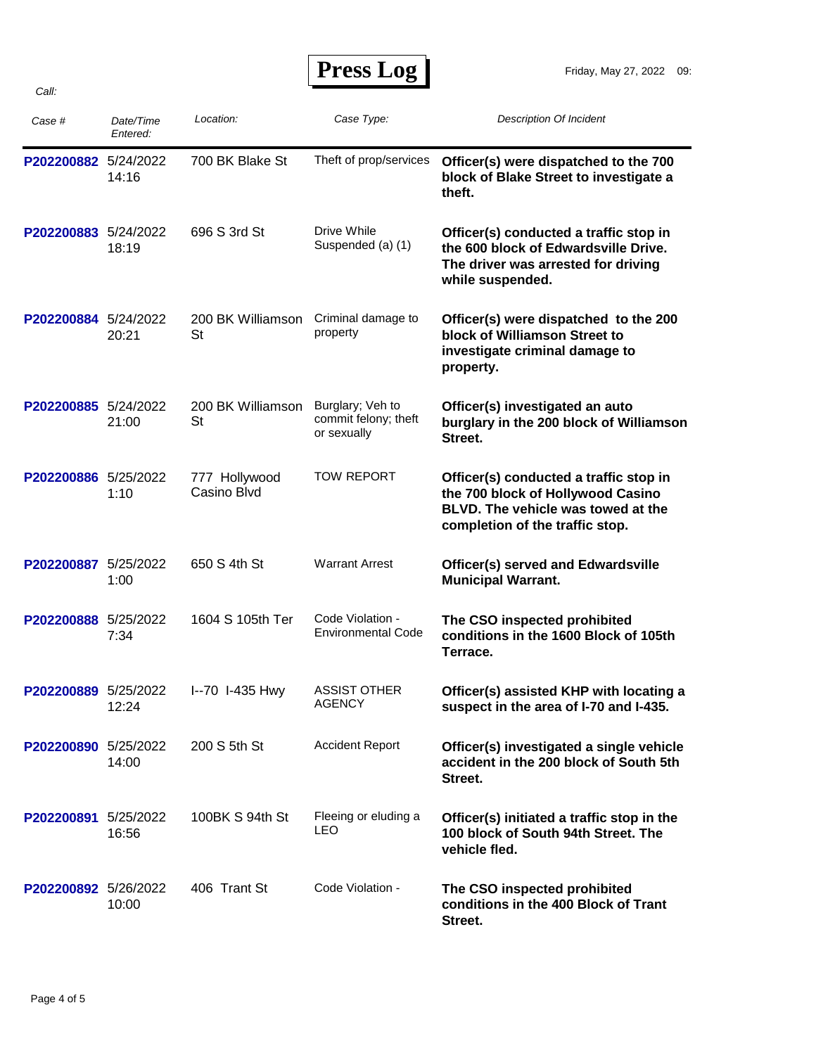# Press Log

Friday, May 27, 2022 09:

*Call:*

| *Case #* | *Date/Time Entered:* | *Location:* | *Case Type:* | *Description Of Incident* |
|---|---|---|---|---|
| P202200882 | 5/24/2022 14:16 | 700 BK Blake St | Theft of prop/services | **Officer(s) were dispatched to the 700 block of Blake Street to investigate a theft.** |
| P202200883 | 5/24/2022 18:19 | 696 S 3rd St | Drive While Suspended (a) (1) | **Officer(s) conducted a traffic stop in the 600 block of Edwardsville Drive. The driver was arrested for driving while suspended.** |
| P202200884 | 5/24/2022 20:21 | 200 BK Williamson St | Criminal damage to property | **Officer(s) were dispatched to the 200 block of Williamson Street to investigate criminal damage to property.** |
| P202200885 | 5/24/2022 21:00 | 200 BK Williamson St | Burglary; Veh to commit felony; theft or sexually | **Officer(s) investigated an auto burglary in the 200 block of Williamson Street.** |
| P202200886 | 5/25/2022 1:10 | 777 Hollywood Casino Blvd | TOW REPORT | **Officer(s) conducted a traffic stop in the 700 block of Hollywood Casino BLVD. The vehicle was towed at the completion of the traffic stop.** |
| P202200887 | 5/25/2022 1:00 | 650 S 4th St | Warrant Arrest | **Officer(s) served and Edwardsville Municipal Warrant.** |
| P202200888 | 5/25/2022 7:34 | 1604 S 105th Ter | Code Violation - Environmental Code | **The CSO inspected prohibited conditions in the 1600 Block of 105th Terrace.** |
| P202200889 | 5/25/2022 12:24 | I--70 I-435 Hwy | ASSIST OTHER AGENCY | **Officer(s) assisted KHP with locating a suspect in the area of I-70 and I-435.** |
| P202200890 | 5/25/2022 14:00 | 200 S 5th St | Accident Report | **Officer(s) investigated a single vehicle accident in the 200 block of South 5th Street.** |
| P202200891 | 5/25/2022 16:56 | 100BK S 94th St | Fleeing or eluding a LEO | **Officer(s) initiated a traffic stop in the 100 block of South 94th Street. The vehicle fled.** |
| P202200892 | 5/26/2022 10:00 | 406 Trant St | Code Violation - | **The CSO inspected prohibited conditions in the 400 Block of Trant Street.** |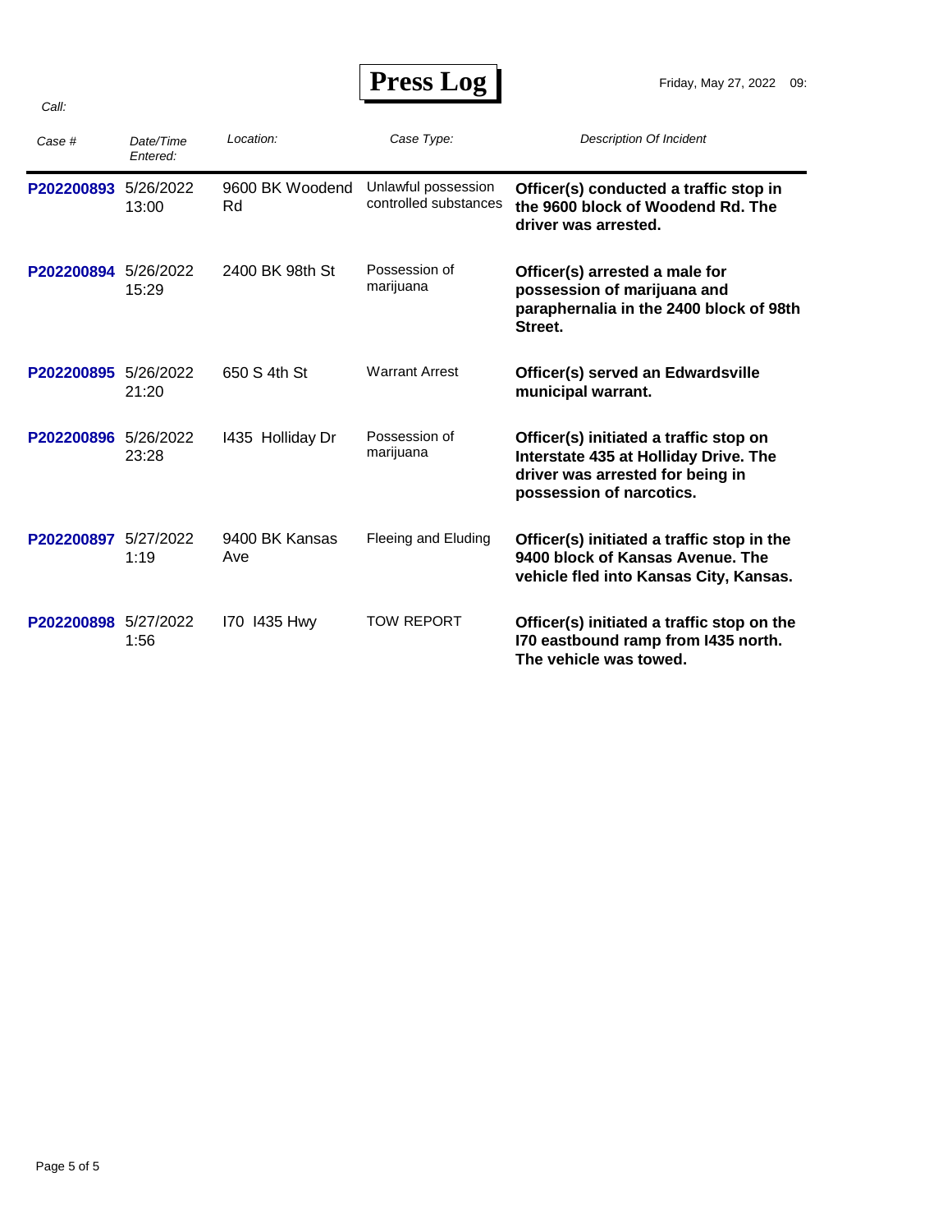# Press Log

Friday, May 27, 2022 09:

*Call:*

| *Case #* | *Date/Time Entered:* | *Location:* | *Case Type:* | *Description Of Incident* |
|---|---|---|---|---|
| P202200893 | 5/26/2022 13:00 | 9600 BK Woodend Rd | Unlawful possession controlled substances | **Officer(s) conducted a traffic stop in the 9600 block of Woodend Rd. The driver was arrested.** |
| P202200894 | 5/26/2022 15:29 | 2400 BK 98th St | Possession of marijuana | **Officer(s) arrested a male for possession of marijuana and paraphernalia in the 2400 block of 98th Street.** |
| P202200895 | 5/26/2022 21:20 | 650 S 4th St | Warrant Arrest | **Officer(s) served an Edwardsville municipal warrant.** |
| P202200896 | 5/26/2022 23:28 | I435 Holliday Dr | Possession of marijuana | **Officer(s) initiated a traffic stop on Interstate 435 at Holliday Drive. The driver was arrested for being in possession of narcotics.** |
| P202200897 | 5/27/2022 1:19 | 9400 BK Kansas Ave | Fleeing and Eluding | **Officer(s) initiated a traffic stop in the 9400 block of Kansas Avenue. The vehicle fled into Kansas City, Kansas.** |
| P202200898 | 5/27/2022 1:56 | I70 I435 Hwy | TOW REPORT | **Officer(s) initiated a traffic stop on the I70 eastbound ramp from I435 north. The vehicle was towed.** |